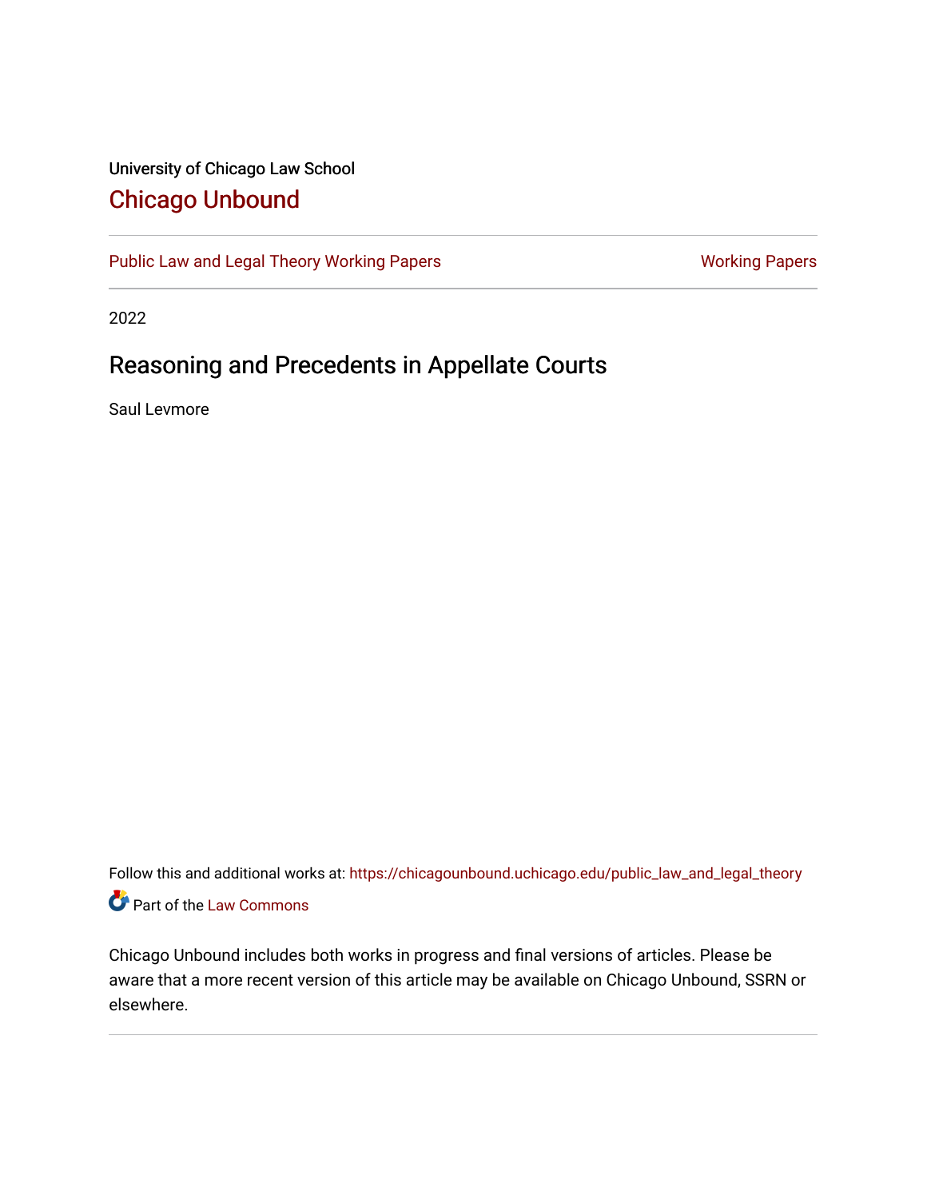University of Chicago Law School

## Chicago Unbound

Public Law and Legal Theory Working Papers | Working Papers

2022

# Reasoning and Precedents in Appellate Courts

Saul Levmore

Follow this and additional works at: https://chicagounbound.uchicago.edu/public_law_and_legal_theory

Part of the Law Commons

Chicago Unbound includes both works in progress and final versions of articles. Please be aware that a more recent version of this article may be available on Chicago Unbound, SSRN or elsewhere.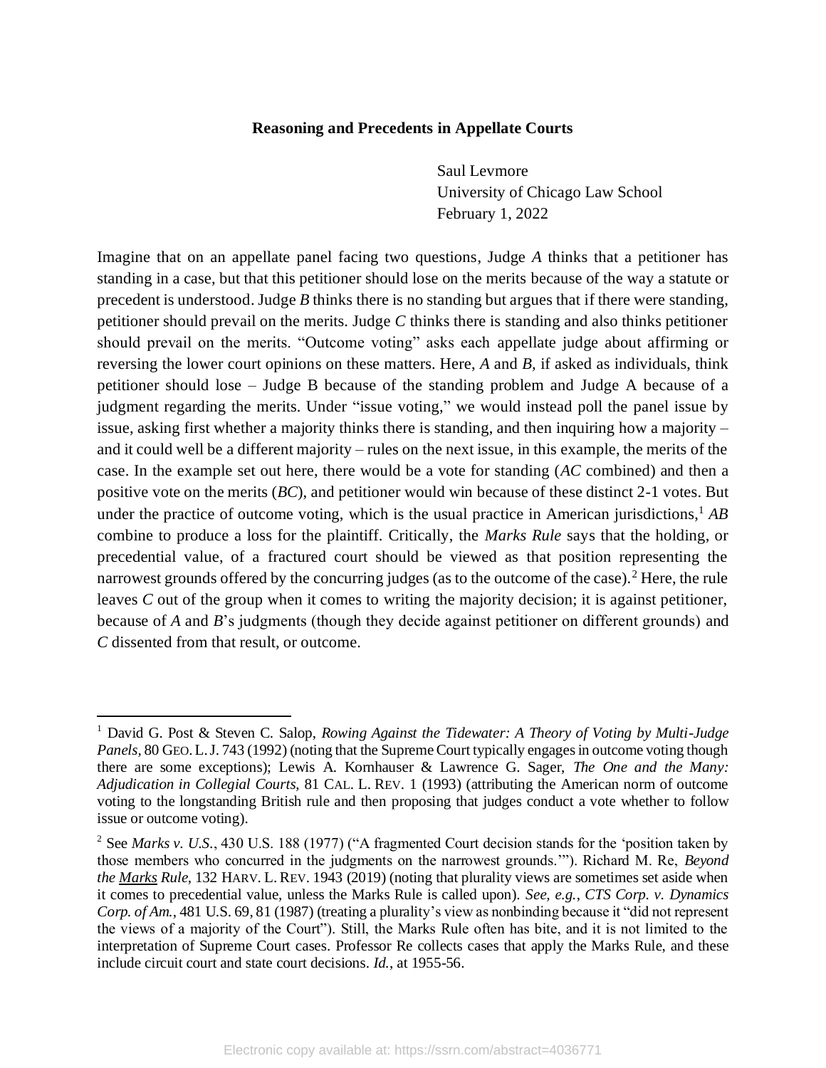**Reasoning and Precedents in Appellate Courts**

Saul Levmore
University of Chicago Law School
February 1, 2022

Imagine that on an appellate panel facing two questions, Judge *A* thinks that a petitioner has standing in a case, but that this petitioner should lose on the merits because of the way a statute or precedent is understood. Judge *B* thinks there is no standing but argues that if there were standing, petitioner should prevail on the merits. Judge *C* thinks there is standing and also thinks petitioner should prevail on the merits. "Outcome voting" asks each appellate judge about affirming or reversing the lower court opinions on these matters. Here, *A* and *B*, if asked as individuals, think petitioner should lose – Judge B because of the standing problem and Judge A because of a judgment regarding the merits. Under "issue voting," we would instead poll the panel issue by issue, asking first whether a majority thinks there is standing, and then inquiring how a majority – and it could well be a different majority – rules on the next issue, in this example, the merits of the case. In the example set out here, there would be a vote for standing (*AC* combined) and then a positive vote on the merits (*BC*), and petitioner would win because of these distinct 2-1 votes. But under the practice of outcome voting, which is the usual practice in American jurisdictions,[1] *AB* combine to produce a loss for the plaintiff. Critically, the *Marks Rule* says that the holding, or precedential value, of a fractured court should be viewed as that position representing the narrowest grounds offered by the concurring judges (as to the outcome of the case).[2] Here, the rule leaves *C* out of the group when it comes to writing the majority decision; it is against petitioner, because of *A* and *B*'s judgments (though they decide against petitioner on different grounds) and *C* dissented from that result, or outcome.

---

[1] David G. Post & Steven C. Salop, *Rowing Against the Tidewater: A Theory of Voting by Multi-Judge Panels*, 80 GEO. L. J. 743 (1992) (noting that the Supreme Court typically engages in outcome voting though there are some exceptions); Lewis A. Kornhauser & Lawrence G. Sager, *The One and the Many: Adjudication in Collegial Courts*, 81 CAL. L. REV. 1 (1993) (attributing the American norm of outcome voting to the longstanding British rule and then proposing that judges conduct a vote whether to follow issue or outcome voting).

[2] See *Marks v. U.S.*, 430 U.S. 188 (1977) ("A fragmented Court decision stands for the 'position taken by those members who concurred in the judgments on the narrowest grounds.'"). Richard M. Re, *Beyond the Marks Rule*, 132 HARV. L. REV. 1943 (2019) (noting that plurality views are sometimes set aside when it comes to precedential value, unless the Marks Rule is called upon). *See, e.g.*, *CTS Corp. v. Dynamics Corp. of Am.*, 481 U.S. 69, 81 (1987) (treating a plurality's view as nonbinding because it "did not represent the views of a majority of the Court"). Still, the Marks Rule often has bite, and it is not limited to the interpretation of Supreme Court cases. Professor Re collects cases that apply the Marks Rule, and these include circuit court and state court decisions. *Id.*, at 1955-56.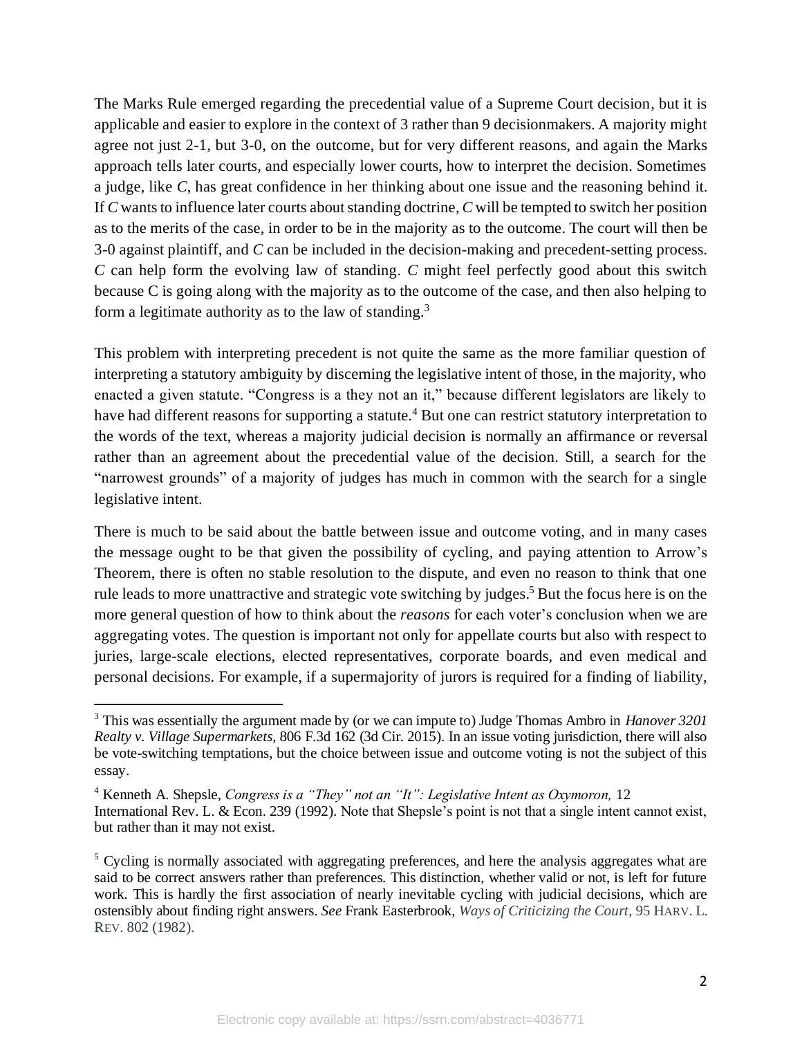The Marks Rule emerged regarding the precedential value of a Supreme Court decision, but it is applicable and easier to explore in the context of 3 rather than 9 decisionmakers. A majority might agree not just 2-1, but 3-0, on the outcome, but for very different reasons, and again the Marks approach tells later courts, and especially lower courts, how to interpret the decision. Sometimes a judge, like *C*, has great confidence in her thinking about one issue and the reasoning behind it. If *C* wants to influence later courts about standing doctrine, *C* will be tempted to switch her position as to the merits of the case, in order to be in the majority as to the outcome. The court will then be 3-0 against plaintiff, and *C* can be included in the decision-making and precedent-setting process. *C* can help form the evolving law of standing. *C* might feel perfectly good about this switch because C is going along with the majority as to the outcome of the case, and then also helping to form a legitimate authority as to the law of standing.[3]

This problem with interpreting precedent is not quite the same as the more familiar question of interpreting a statutory ambiguity by discerning the legislative intent of those, in the majority, who enacted a given statute. "Congress is a they not an it," because different legislators are likely to have had different reasons for supporting a statute.[4] But one can restrict statutory interpretation to the words of the text, whereas a majority judicial decision is normally an affirmance or reversal rather than an agreement about the precedential value of the decision. Still, a search for the "narrowest grounds" of a majority of judges has much in common with the search for a single legislative intent.

There is much to be said about the battle between issue and outcome voting, and in many cases the message ought to be that given the possibility of cycling, and paying attention to Arrow's Theorem, there is often no stable resolution to the dispute, and even no reason to think that one rule leads to more unattractive and strategic vote switching by judges.[5] But the focus here is on the more general question of how to think about the *reasons* for each voter's conclusion when we are aggregating votes. The question is important not only for appellate courts but also with respect to juries, large-scale elections, elected representatives, corporate boards, and even medical and personal decisions. For example, if a supermajority of jurors is required for a finding of liability,

---

[3] This was essentially the argument made by (or we can impute to) Judge Thomas Ambro in *Hanover 3201 Realty v. Village Supermarkets*, 806 F.3d 162 (3d Cir. 2015). In an issue voting jurisdiction, there will also be vote-switching temptations, but the choice between issue and outcome voting is not the subject of this essay.

[4] Kenneth A. Shepsle, *Congress is a "They" not an "It": Legislative Intent as Oxymoron,* 12 International Rev. L. & Econ. 239 (1992). Note that Shepsle's point is not that a single intent cannot exist, but rather than it may not exist.

[5] Cycling is normally associated with aggregating preferences, and here the analysis aggregates what are said to be correct answers rather than preferences. This distinction, whether valid or not, is left for future work. This is hardly the first association of nearly inevitable cycling with judicial decisions, which are ostensibly about finding right answers. *See* Frank Easterbrook, *Ways of Criticizing the Court*, 95 HARV. L. REV. 802 (1982).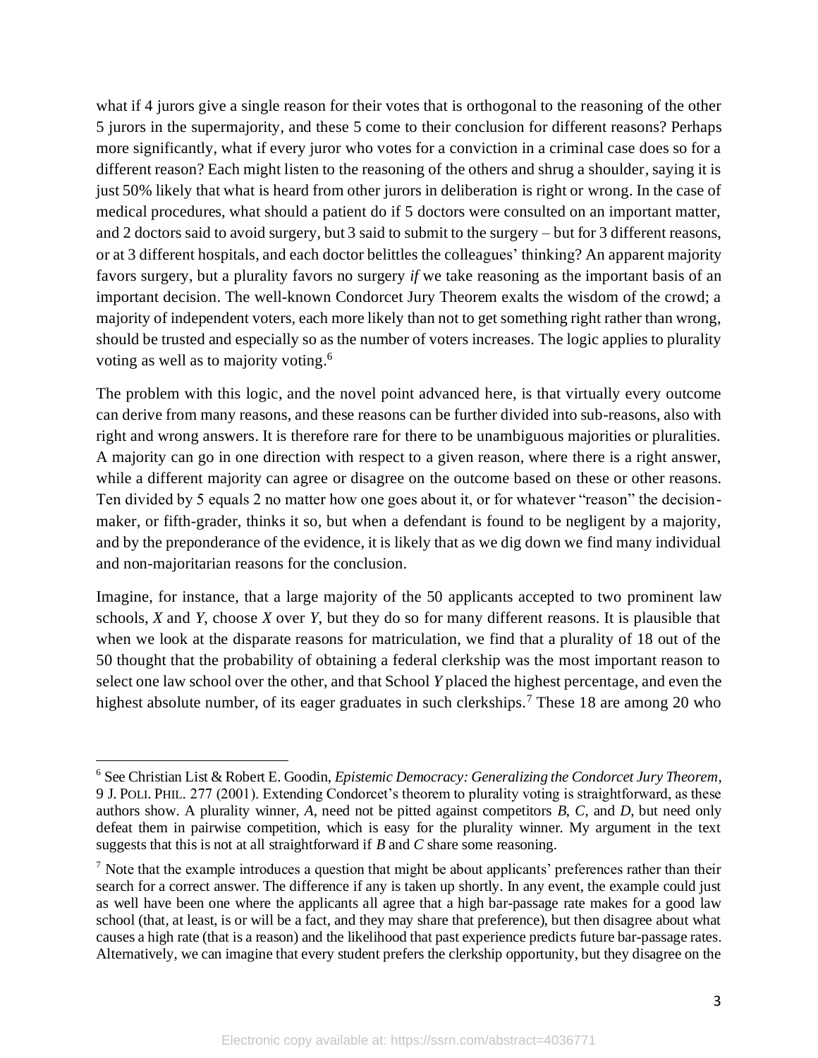what if 4 jurors give a single reason for their votes that is orthogonal to the reasoning of the other 5 jurors in the supermajority, and these 5 come to their conclusion for different reasons? Perhaps more significantly, what if every juror who votes for a conviction in a criminal case does so for a different reason? Each might listen to the reasoning of the others and shrug a shoulder, saying it is just 50% likely that what is heard from other jurors in deliberation is right or wrong. In the case of medical procedures, what should a patient do if 5 doctors were consulted on an important matter, and 2 doctors said to avoid surgery, but 3 said to submit to the surgery – but for 3 different reasons, or at 3 different hospitals, and each doctor belittles the colleagues' thinking? An apparent majority favors surgery, but a plurality favors no surgery *if* we take reasoning as the important basis of an important decision. The well-known Condorcet Jury Theorem exalts the wisdom of the crowd; a majority of independent voters, each more likely than not to get something right rather than wrong, should be trusted and especially so as the number of voters increases. The logic applies to plurality voting as well as to majority voting.[6]

The problem with this logic, and the novel point advanced here, is that virtually every outcome can derive from many reasons, and these reasons can be further divided into sub-reasons, also with right and wrong answers. It is therefore rare for there to be unambiguous majorities or pluralities. A majority can go in one direction with respect to a given reason, where there is a right answer, while a different majority can agree or disagree on the outcome based on these or other reasons. Ten divided by 5 equals 2 no matter how one goes about it, or for whatever "reason" the decision-maker, or fifth-grader, thinks it so, but when a defendant is found to be negligent by a majority, and by the preponderance of the evidence, it is likely that as we dig down we find many individual and non-majoritarian reasons for the conclusion.

Imagine, for instance, that a large majority of the 50 applicants accepted to two prominent law schools, *X* and *Y*, choose *X* over *Y*, but they do so for many different reasons. It is plausible that when we look at the disparate reasons for matriculation, we find that a plurality of 18 out of the 50 thought that the probability of obtaining a federal clerkship was the most important reason to select one law school over the other, and that School *Y* placed the highest percentage, and even the highest absolute number, of its eager graduates in such clerkships.[7] These 18 are among 20 who

---

[6] See Christian List & Robert E. Goodin, *Epistemic Democracy: Generalizing the Condorcet Jury Theorem*, 9 J. POLI. PHIL. 277 (2001). Extending Condorcet's theorem to plurality voting is straightforward, as these authors show. A plurality winner, *A*, need not be pitted against competitors *B*, *C*, and *D*, but need only defeat them in pairwise competition, which is easy for the plurality winner. My argument in the text suggests that this is not at all straightforward if *B* and *C* share some reasoning.

[7] Note that the example introduces a question that might be about applicants' preferences rather than their search for a correct answer. The difference if any is taken up shortly. In any event, the example could just as well have been one where the applicants all agree that a high bar-passage rate makes for a good law school (that, at least, is or will be a fact, and they may share that preference), but then disagree about what causes a high rate (that is a reason) and the likelihood that past experience predicts future bar-passage rates. Alternatively, we can imagine that every student prefers the clerkship opportunity, but they disagree on the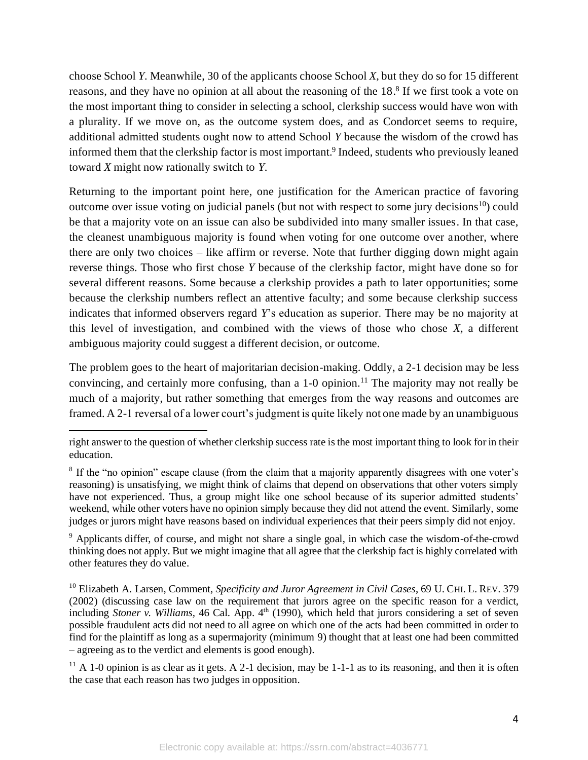choose School *Y*. Meanwhile, 30 of the applicants choose School *X*, but they do so for 15 different reasons, and they have no opinion at all about the reasoning of the 18.[8] If we first took a vote on the most important thing to consider in selecting a school, clerkship success would have won with a plurality. If we move on, as the outcome system does, and as Condorcet seems to require, additional admitted students ought now to attend School *Y* because the wisdom of the crowd has informed them that the clerkship factor is most important.[9] Indeed, students who previously leaned toward *X* might now rationally switch to *Y*.

Returning to the important point here, one justification for the American practice of favoring outcome over issue voting on judicial panels (but not with respect to some jury decisions[10]) could be that a majority vote on an issue can also be subdivided into many smaller issues. In that case, the cleanest unambiguous majority is found when voting for one outcome over another, where there are only two choices – like affirm or reverse. Note that further digging down might again reverse things. Those who first chose *Y* because of the clerkship factor, might have done so for several different reasons. Some because a clerkship provides a path to later opportunities; some because the clerkship numbers reflect an attentive faculty; and some because clerkship success indicates that informed observers regard *Y*'s education as superior. There may be no majority at this level of investigation, and combined with the views of those who chose *X*, a different ambiguous majority could suggest a different decision, or outcome.

The problem goes to the heart of majoritarian decision-making. Oddly, a 2-1 decision may be less convincing, and certainly more confusing, than a 1-0 opinion.[11] The majority may not really be much of a majority, but rather something that emerges from the way reasons and outcomes are framed. A 2-1 reversal of a lower court's judgment is quite likely not one made by an unambiguous

---

right answer to the question of whether clerkship success rate is the most important thing to look for in their education.

[8] If the "no opinion" escape clause (from the claim that a majority apparently disagrees with one voter's reasoning) is unsatisfying, we might think of claims that depend on observations that other voters simply have not experienced. Thus, a group might like one school because of its superior admitted students' weekend, while other voters have no opinion simply because they did not attend the event. Similarly, some judges or jurors might have reasons based on individual experiences that their peers simply did not enjoy.

[9] Applicants differ, of course, and might not share a single goal, in which case the wisdom-of-the-crowd thinking does not apply. But we might imagine that all agree that the clerkship fact is highly correlated with other features they do value.

[10] Elizabeth A. Larsen, Comment, *Specificity and Juror Agreement in Civil Cases*, 69 U. CHI. L. REV. 379 (2002) (discussing case law on the requirement that jurors agree on the specific reason for a verdict, including *Stoner v. Williams*, 46 Cal. App. 4th (1990), which held that jurors considering a set of seven possible fraudulent acts did not need to all agree on which one of the acts had been committed in order to find for the plaintiff as long as a supermajority (minimum 9) thought that at least one had been committed – agreeing as to the verdict and elements is good enough).

[11] A 1-0 opinion is as clear as it gets. A 2-1 decision, may be 1-1-1 as to its reasoning, and then it is often the case that each reason has two judges in opposition.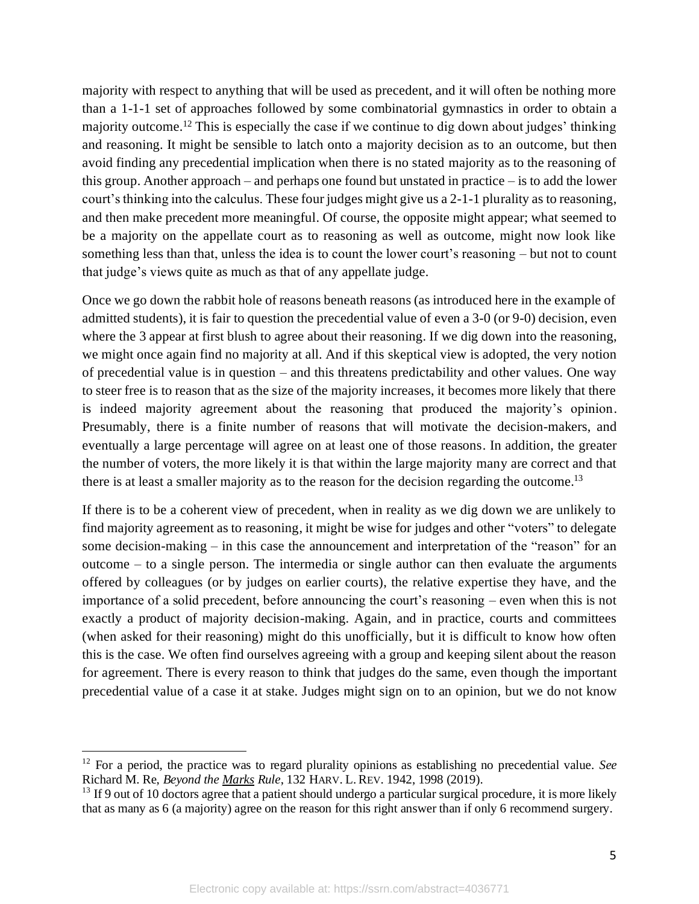majority with respect to anything that will be used as precedent, and it will often be nothing more than a 1-1-1 set of approaches followed by some combinatorial gymnastics in order to obtain a majority outcome.[12] This is especially the case if we continue to dig down about judges' thinking and reasoning. It might be sensible to latch onto a majority decision as to an outcome, but then avoid finding any precedential implication when there is no stated majority as to the reasoning of this group. Another approach – and perhaps one found but unstated in practice – is to add the lower court's thinking into the calculus. These four judges might give us a 2-1-1 plurality as to reasoning, and then make precedent more meaningful. Of course, the opposite might appear; what seemed to be a majority on the appellate court as to reasoning as well as outcome, might now look like something less than that, unless the idea is to count the lower court's reasoning – but not to count that judge's views quite as much as that of any appellate judge.

Once we go down the rabbit hole of reasons beneath reasons (as introduced here in the example of admitted students), it is fair to question the precedential value of even a 3-0 (or 9-0) decision, even where the 3 appear at first blush to agree about their reasoning. If we dig down into the reasoning, we might once again find no majority at all. And if this skeptical view is adopted, the very notion of precedential value is in question – and this threatens predictability and other values. One way to steer free is to reason that as the size of the majority increases, it becomes more likely that there is indeed majority agreement about the reasoning that produced the majority's opinion. Presumably, there is a finite number of reasons that will motivate the decision-makers, and eventually a large percentage will agree on at least one of those reasons. In addition, the greater the number of voters, the more likely it is that within the large majority many are correct and that there is at least a smaller majority as to the reason for the decision regarding the outcome.[13]

If there is to be a coherent view of precedent, when in reality as we dig down we are unlikely to find majority agreement as to reasoning, it might be wise for judges and other "voters" to delegate some decision-making – in this case the announcement and interpretation of the "reason" for an outcome – to a single person. The intermedia or single author can then evaluate the arguments offered by colleagues (or by judges on earlier courts), the relative expertise they have, and the importance of a solid precedent, before announcing the court's reasoning – even when this is not exactly a product of majority decision-making. Again, and in practice, courts and committees (when asked for their reasoning) might do this unofficially, but it is difficult to know how often this is the case. We often find ourselves agreeing with a group and keeping silent about the reason for agreement. There is every reason to think that judges do the same, even though the important precedential value of a case it at stake. Judges might sign on to an opinion, but we do not know

---

[12] For a period, the practice was to regard plurality opinions as establishing no precedential value. *See* Richard M. Re, *Beyond the Marks Rule*, 132 HARV. L. REV. 1942, 1998 (2019).

[13] If 9 out of 10 doctors agree that a patient should undergo a particular surgical procedure, it is more likely that as many as 6 (a majority) agree on the reason for this right answer than if only 6 recommend surgery.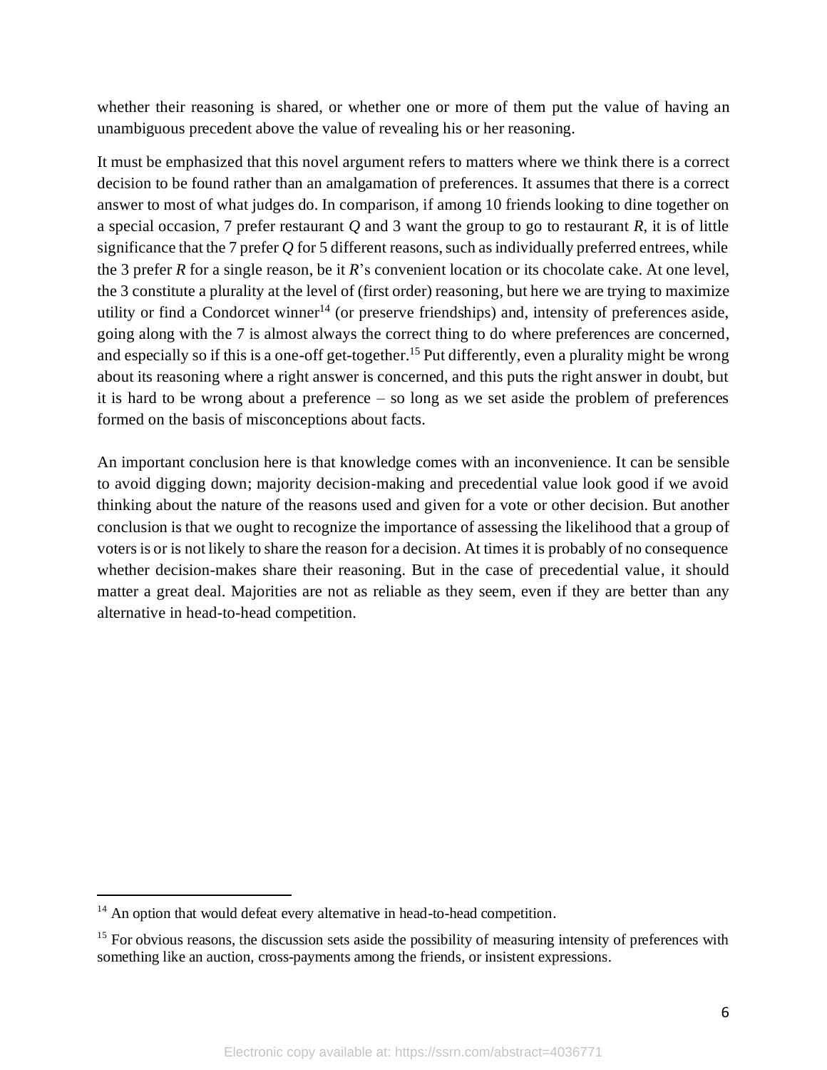whether their reasoning is shared, or whether one or more of them put the value of having an unambiguous precedent above the value of revealing his or her reasoning.

It must be emphasized that this novel argument refers to matters where we think there is a correct decision to be found rather than an amalgamation of preferences. It assumes that there is a correct answer to most of what judges do. In comparison, if among 10 friends looking to dine together on a special occasion, 7 prefer restaurant *Q* and 3 want the group to go to restaurant *R*, it is of little significance that the 7 prefer *Q* for 5 different reasons, such as individually preferred entrees, while the 3 prefer *R* for a single reason, be it *R*'s convenient location or its chocolate cake. At one level, the 3 constitute a plurality at the level of (first order) reasoning, but here we are trying to maximize utility or find a Condorcet winner[14] (or preserve friendships) and, intensity of preferences aside, going along with the 7 is almost always the correct thing to do where preferences are concerned, and especially so if this is a one-off get-together.[15] Put differently, even a plurality might be wrong about its reasoning where a right answer is concerned, and this puts the right answer in doubt, but it is hard to be wrong about a preference – so long as we set aside the problem of preferences formed on the basis of misconceptions about facts.

An important conclusion here is that knowledge comes with an inconvenience. It can be sensible to avoid digging down; majority decision-making and precedential value look good if we avoid thinking about the nature of the reasons used and given for a vote or other decision. But another conclusion is that we ought to recognize the importance of assessing the likelihood that a group of voters is or is not likely to share the reason for a decision. At times it is probably of no consequence whether decision-makes share their reasoning. But in the case of precedential value, it should matter a great deal. Majorities are not as reliable as they seem, even if they are better than any alternative in head-to-head competition.

---

[14] An option that would defeat every alternative in head-to-head competition.

[15] For obvious reasons, the discussion sets aside the possibility of measuring intensity of preferences with something like an auction, cross-payments among the friends, or insistent expressions.